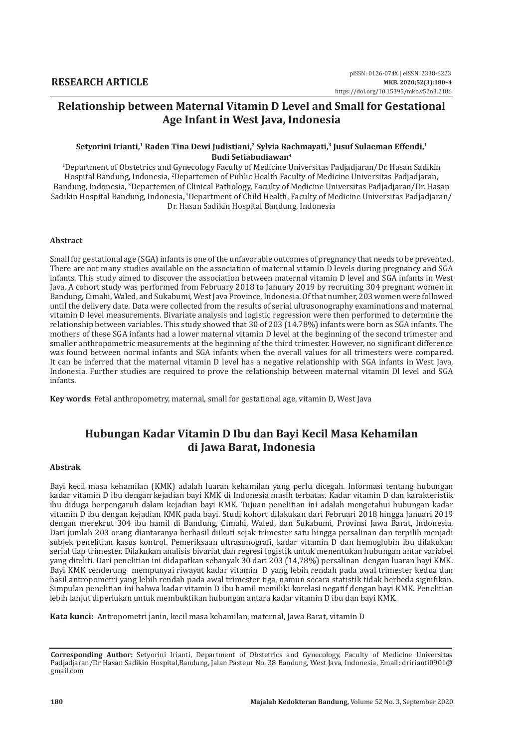**RESEARCH ARTICLE**

pISSN: 0126-074X | eISSN: 2338-6223
**MKB. 2020;52(3):180–4**
https://doi.org/10.15395/mkb.v52n3.2186

# Relationship between Maternal Vitamin D Level and Small for Gestational Age Infant in West Java, Indonesia

**Setyorini Irianti,[1] Raden Tina Dewi Judistiani,[2] Sylvia Rachmayati,[3] Jusuf Sulaeman Effendi,[1] Budi Setiabudiawan[4]**

[1]Department of Obstetrics and Gynecology Faculty of Medicine Universitas Padjadjaran/Dr. Hasan Sadikin Hospital Bandung, Indonesia, [2]Departemen of Public Health Faculty of Medicine Universitas Padjadjaran, Bandung, Indonesia, [3]Departemen of Clinical Pathology, Faculty of Medicine Universitas Padjadjaran/Dr. Hasan Sadikin Hospital Bandung, Indonesia, [4]Department of Child Health, Faculty of Medicine Universitas Padjadjaran/ Dr. Hasan Sadikin Hospital Bandung, Indonesia

### Abstract

Small for gestational age (SGA) infants is one of the unfavorable outcomes of pregnancy that needs to be prevented. There are not many studies available on the association of maternal vitamin D levels during pregnancy and SGA infants. This study aimed to discover the association between maternal vitamin D level and SGA infants in West Java. A cohort study was performed from February 2018 to January 2019 by recruiting 304 pregnant women in Bandung, Cimahi, Waled, and Sukabumi, West Java Province, Indonesia. Of that number, 203 women were followed until the delivery date. Data were collected from the results of serial ultrasonography examinations and maternal vitamin D level measurements. Bivariate analysis and logistic regression were then performed to determine the relationship between variables. This study showed that 30 of 203 (14.78%) infants were born as SGA infants. The mothers of these SGA infants had a lower maternal vitamin D level at the beginning of the second trimester and smaller anthropometric measurements at the beginning of the third trimester. However, no significant difference was found between normal infants and SGA infants when the overall values for all trimesters were compared. It can be inferred that the maternal vitamin D level has a negative relationship with SGA infants in West Java, Indonesia. Further studies are required to prove the relationship between maternal vitamin Dl level and SGA infants.

**Key words**: Fetal anthropometry, maternal, small for gestational age, vitamin D, West Java

# Hubungan Kadar Vitamin D Ibu dan Bayi Kecil Masa Kehamilan di Jawa Barat, Indonesia

### Abstrak

Bayi kecil masa kehamilan (KMK) adalah luaran kehamilan yang perlu dicegah. Informasi tentang hubungan kadar vitamin D ibu dengan kejadian bayi KMK di Indonesia masih terbatas. Kadar vitamin D dan karakteristik ibu diduga berpengaruh dalam kejadian bayi KMK. Tujuan penelitian ini adalah mengetahui hubungan kadar vitamin D ibu dengan kejadian KMK pada bayi. Studi kohort dilakukan dari Februari 2018 hingga Januari 2019 dengan merekrut 304 ibu hamil di Bandung, Cimahi, Waled, dan Sukabumi, Provinsi Jawa Barat, Indonesia. Dari jumlah 203 orang diantaranya berhasil diikuti sejak trimester satu hingga persalinan dan terpilih menjadi subjek penelitian kasus kontrol. Pemeriksaan ultrasonografi, kadar vitamin D dan hemoglobin ibu dilakukan serial tiap trimester. Dilakukan analisis bivariat dan regresi logistik untuk menentukan hubungan antar variabel yang diteliti. Dari penelitian ini didapatkan sebanyak 30 dari 203 (14,78%) persalinan dengan luaran bayi KMK. Bayi KMK cenderung mempunyai riwayat kadar vitamin D yang lebih rendah pada awal trimester kedua dan hasil antropometri yang lebih rendah pada awal trimester tiga, namun secara statistik tidak berbeda signifikan. Simpulan penelitian ini bahwa kadar vitamin D ibu hamil memiliki korelasi negatif dengan bayi KMK. Penelitian lebih lanjut diperlukan untuk membuktikan hubungan antara kadar vitamin D ibu dan bayi KMK.

**Kata kunci:** Antropometri janin, kecil masa kehamilan, maternal, Jawa Barat, vitamin D

---

**Corresponding Author:** Setyorini Irianti, Department of Obstetrics and Gynecology, Faculty of Medicine Universitas Padjadjaran/Dr Hasan Sadikin Hospital,Bandung, Jalan Pasteur No. 38 Bandung, West Java, Indonesia, Email: dririanti0901@gmail.com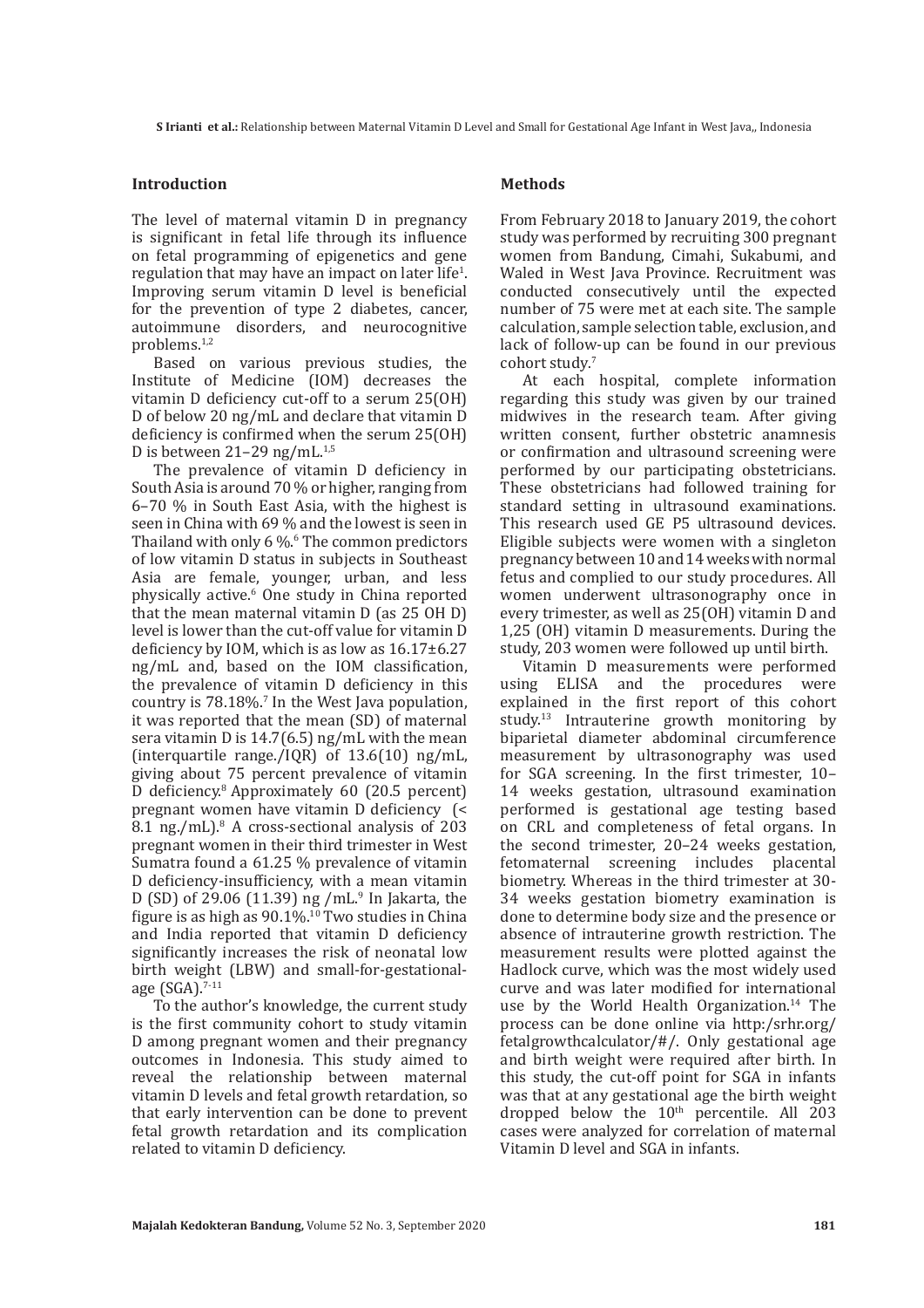## Introduction

The level of maternal vitamin D in pregnancy is significant in fetal life through its influence on fetal programming of epigenetics and gene regulation that may have an impact on later life[1]. Improving serum vitamin D level is beneficial for the prevention of type 2 diabetes, cancer, autoimmune disorders, and neurocognitive problems.[1,2]

Based on various previous studies, the Institute of Medicine (IOM) decreases the vitamin D deficiency cut-off to a serum 25(OH) D of below 20 ng/mL and declare that vitamin D deficiency is confirmed when the serum 25(OH) D is between 21–29 ng/mL.[1,5]

The prevalence of vitamin D deficiency in South Asia is around 70 % or higher, ranging from 6–70 % in South East Asia, with the highest is seen in China with 69 % and the lowest is seen in Thailand with only 6 %.[6] The common predictors of low vitamin D status in subjects in Southeast Asia are female, younger, urban, and less physically active.[6] One study in China reported that the mean maternal vitamin D (as 25 OH D) level is lower than the cut-off value for vitamin D deficiency by IOM, which is as low as 16.17±6.27 ng/mL and, based on the IOM classification, the prevalence of vitamin D deficiency in this country is 78.18%.[7] In the West Java population, it was reported that the mean (SD) of maternal sera vitamin D is 14.7(6.5) ng/mL with the mean (interquartile range./IQR) of 13.6(10) ng/mL, giving about 75 percent prevalence of vitamin D deficiency.[8] Approximately 60 (20.5 percent) pregnant women have vitamin D deficiency (< 8.1 ng./mL).[8] A cross-sectional analysis of 203 pregnant women in their third trimester in West Sumatra found a 61.25 % prevalence of vitamin D deficiency-insufficiency, with a mean vitamin D (SD) of 29.06 (11.39) ng /mL.[9] In Jakarta, the figure is as high as 90.1%.[10] Two studies in China and India reported that vitamin D deficiency significantly increases the risk of neonatal low birth weight (LBW) and small-for-gestational-age (SGA).[7-11]

To the author's knowledge, the current study is the first community cohort to study vitamin D among pregnant women and their pregnancy outcomes in Indonesia. This study aimed to reveal the relationship between maternal vitamin D levels and fetal growth retardation, so that early intervention can be done to prevent fetal growth retardation and its complication related to vitamin D deficiency.

## Methods

From February 2018 to January 2019, the cohort study was performed by recruiting 300 pregnant women from Bandung, Cimahi, Sukabumi, and Waled in West Java Province. Recruitment was conducted consecutively until the expected number of 75 were met at each site. The sample calculation, sample selection table, exclusion, and lack of follow-up can be found in our previous cohort study.[7]

At each hospital, complete information regarding this study was given by our trained midwives in the research team. After giving written consent, further obstetric anamnesis or confirmation and ultrasound screening were performed by our participating obstetricians. These obstetricians had followed training for standard setting in ultrasound examinations. This research used GE P5 ultrasound devices. Eligible subjects were women with a singleton pregnancy between 10 and 14 weeks with normal fetus and complied to our study procedures. All women underwent ultrasonography once in every trimester, as well as 25(OH) vitamin D and 1,25 (OH) vitamin D measurements. During the study, 203 women were followed up until birth.

Vitamin D measurements were performed using ELISA and the procedures were explained in the first report of this cohort study.[13] Intrauterine growth monitoring by biparietal diameter abdominal circumference measurement by ultrasonography was used for SGA screening. In the first trimester, 10–14 weeks gestation, ultrasound examination performed is gestational age testing based on CRL and completeness of fetal organs. In the second trimester, 20–24 weeks gestation, fetomaternal screening includes placental biometry. Whereas in the third trimester at 30-34 weeks gestation biometry examination is done to determine body size and the presence or absence of intrauterine growth restriction. The measurement results were plotted against the Hadlock curve, which was the most widely used curve and was later modified for international use by the World Health Organization.[14] The process can be done online via http:/srhr.org/fetalgrowthcalculator/#/. Only gestational age and birth weight were required after birth. In this study, the cut-off point for SGA in infants was that at any gestational age the birth weight dropped below the 10$^{th}$ percentile. All 203 cases were analyzed for correlation of maternal Vitamin D level and SGA in infants.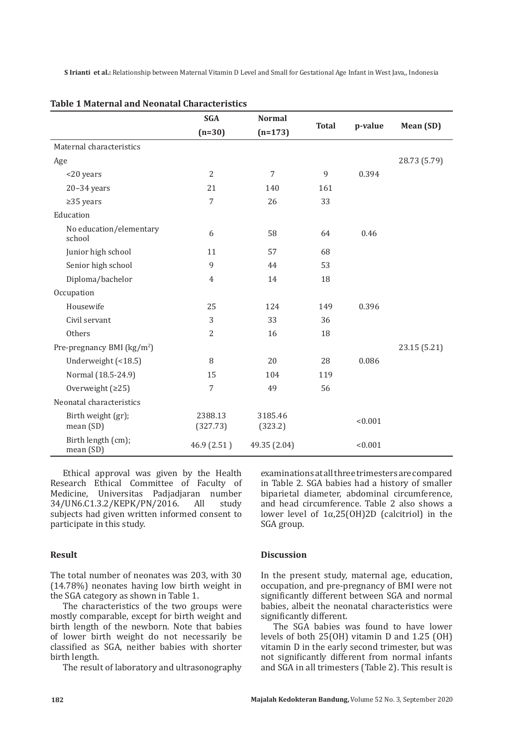**Table 1 Maternal and Neonatal Characteristics**

| | SGA (n=30) | Normal (n=173) | Total | p-value | Mean (SD) |
|---|---|---|---|---|---|
| Maternal characteristics | | | | | |
| Age | | | | | 28.73 (5.79) |
| <20 years | 2 | 7 | 9 | 0.394 | |
| 20–34 years | 21 | 140 | 161 | | |
| ≥35 years | 7 | 26 | 33 | | |
| Education | | | | | |
| No education/elementary school | 6 | 58 | 64 | 0.46 | |
| Junior high school | 11 | 57 | 68 | | |
| Senior high school | 9 | 44 | 53 | | |
| Diploma/bachelor | 4 | 14 | 18 | | |
| Occupation | | | | | |
| Housewife | 25 | 124 | 149 | 0.396 | |
| Civil servant | 3 | 33 | 36 | | |
| Others | 2 | 16 | 18 | | |
| Pre-pregnancy BMI (kg/m$^2$) | | | | | 23.15 (5.21) |
| Underweight (<18.5) | 8 | 20 | 28 | 0.086 | |
| Normal (18.5-24.9) | 15 | 104 | 119 | | |
| Overweight (≥25) | 7 | 49 | 56 | | |
| Neonatal characteristics | | | | | |
| Birth weight (gr); mean (SD) | 2388.13 (327.73) | 3185.46 (323.2) | | <0.001 | |
| Birth length (cm); mean (SD) | 46.9 (2.51 ) | 49.35 (2.04) | | <0.001 | |

Ethical approval was given by the Health Research Ethical Committee of Faculty of Medicine, Universitas Padjadjaran number 34/UN6.C1.3.2/KEPK/PN/2016. All study subjects had given written informed consent to participate in this study.

## Result

The total number of neonates was 203, with 30 (14.78%) neonates having low birth weight in the SGA category as shown in Table 1.

The characteristics of the two groups were mostly comparable, except for birth weight and birth length of the newborn. Note that babies of lower birth weight do not necessarily be classified as SGA, neither babies with shorter birth length.

The result of laboratory and ultrasonography examinations at all three trimesters are compared in Table 2. SGA babies had a history of smaller biparietal diameter, abdominal circumference, and head circumference. Table 2 also shows a lower level of 1α,25(OH)2D (calcitriol) in the SGA group.

## Discussion

In the present study, maternal age, education, occupation, and pre-pregnancy of BMI were not significantly different between SGA and normal babies, albeit the neonatal characteristics were significantly different.

The SGA babies was found to have lower levels of both 25(OH) vitamin D and 1.25 (OH) vitamin D in the early second trimester, but was not significantly different from normal infants and SGA in all trimesters (Table 2). This result is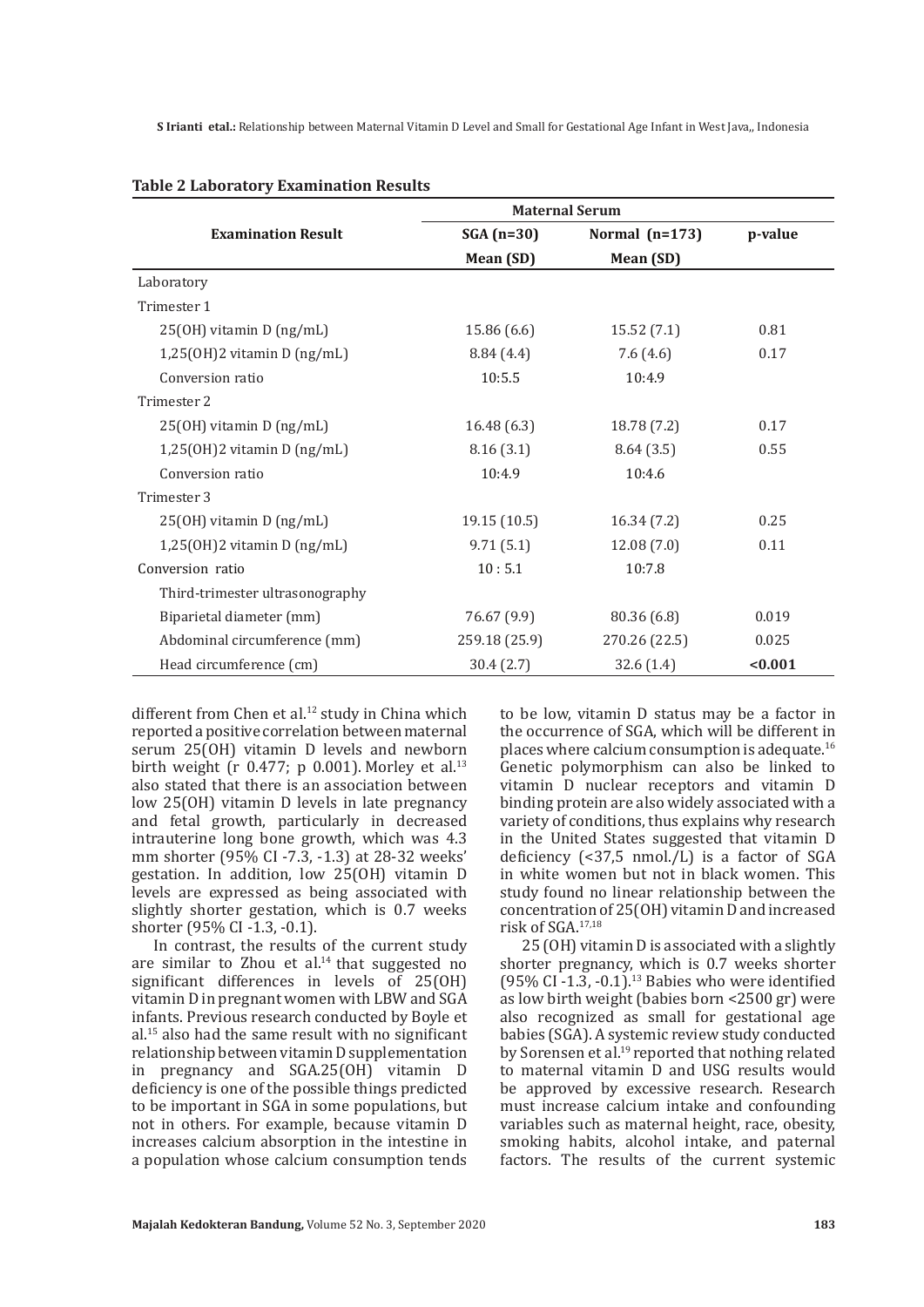**Table 2 Laboratory Examination Results**

| Examination Result | Maternal Serum | | |
|---|---|---|---|
| | SGA (n=30) | Normal (n=173) | p-value |
| | Mean (SD) | Mean (SD) | |
| Laboratory | | | |
| Trimester 1 | | | |
| 25(OH) vitamin D (ng/mL) | 15.86 (6.6) | 15.52 (7.1) | 0.81 |
| 1,25(OH)2 vitamin D (ng/mL) | 8.84 (4.4) | 7.6 (4.6) | 0.17 |
| Conversion ratio | 10:5.5 | 10:4.9 | |
| Trimester 2 | | | |
| 25(OH) vitamin D (ng/mL) | 16.48 (6.3) | 18.78 (7.2) | 0.17 |
| 1,25(OH)2 vitamin D (ng/mL) | 8.16 (3.1) | 8.64 (3.5) | 0.55 |
| Conversion ratio | 10:4.9 | 10:4.6 | |
| Trimester 3 | | | |
| 25(OH) vitamin D (ng/mL) | 19.15 (10.5) | 16.34 (7.2) | 0.25 |
| 1,25(OH)2 vitamin D (ng/mL) | 9.71 (5.1) | 12.08 (7.0) | 0.11 |
| Conversion ratio | 10 : 5.1 | 10:7.8 | |
| Third-trimester ultrasonography | | | |
| Biparietal diameter (mm) | 76.67 (9.9) | 80.36 (6.8) | 0.019 |
| Abdominal circumference (mm) | 259.18 (25.9) | 270.26 (22.5) | 0.025 |
| Head circumference (cm) | 30.4 (2.7) | 32.6 (1.4) | **<0.001** |

different from Chen et al.[12] study in China which reported a positive correlation between maternal serum 25(OH) vitamin D levels and newborn birth weight (r 0.477; p 0.001). Morley et al.[13] also stated that there is an association between low 25(OH) vitamin D levels in late pregnancy and fetal growth, particularly in decreased intrauterine long bone growth, which was 4.3 mm shorter (95% CI -7.3, -1.3) at 28-32 weeks' gestation. In addition, low 25(OH) vitamin D levels are expressed as being associated with slightly shorter gestation, which is 0.7 weeks shorter (95% CI -1.3, -0.1).

In contrast, the results of the current study are similar to Zhou et al.[14] that suggested no significant differences in levels of 25(OH) vitamin D in pregnant women with LBW and SGA infants. Previous research conducted by Boyle et al.[15] also had the same result with no significant relationship between vitamin D supplementation in pregnancy and SGA.25(OH) vitamin D deficiency is one of the possible things predicted to be important in SGA in some populations, but not in others. For example, because vitamin D increases calcium absorption in the intestine in a population whose calcium consumption tends to be low, vitamin D status may be a factor in the occurrence of SGA, which will be different in places where calcium consumption is adequate.[16] Genetic polymorphism can also be linked to vitamin D nuclear receptors and vitamin D binding protein are also widely associated with a variety of conditions, thus explains why research in the United States suggested that vitamin D deficiency (<37,5 nmol./L) is a factor of SGA in white women but not in black women. This study found no linear relationship between the concentration of 25(OH) vitamin D and increased risk of SGA.[17,18]

25 (OH) vitamin D is associated with a slightly shorter pregnancy, which is 0.7 weeks shorter (95% CI -1.3, -0.1).[13] Babies who were identified as low birth weight (babies born <2500 gr) were also recognized as small for gestational age babies (SGA). A systemic review study conducted by Sorensen et al.[19] reported that nothing related to maternal vitamin D and USG results would be approved by excessive research. Research must increase calcium intake and confounding variables such as maternal height, race, obesity, smoking habits, alcohol intake, and paternal factors. The results of the current systemic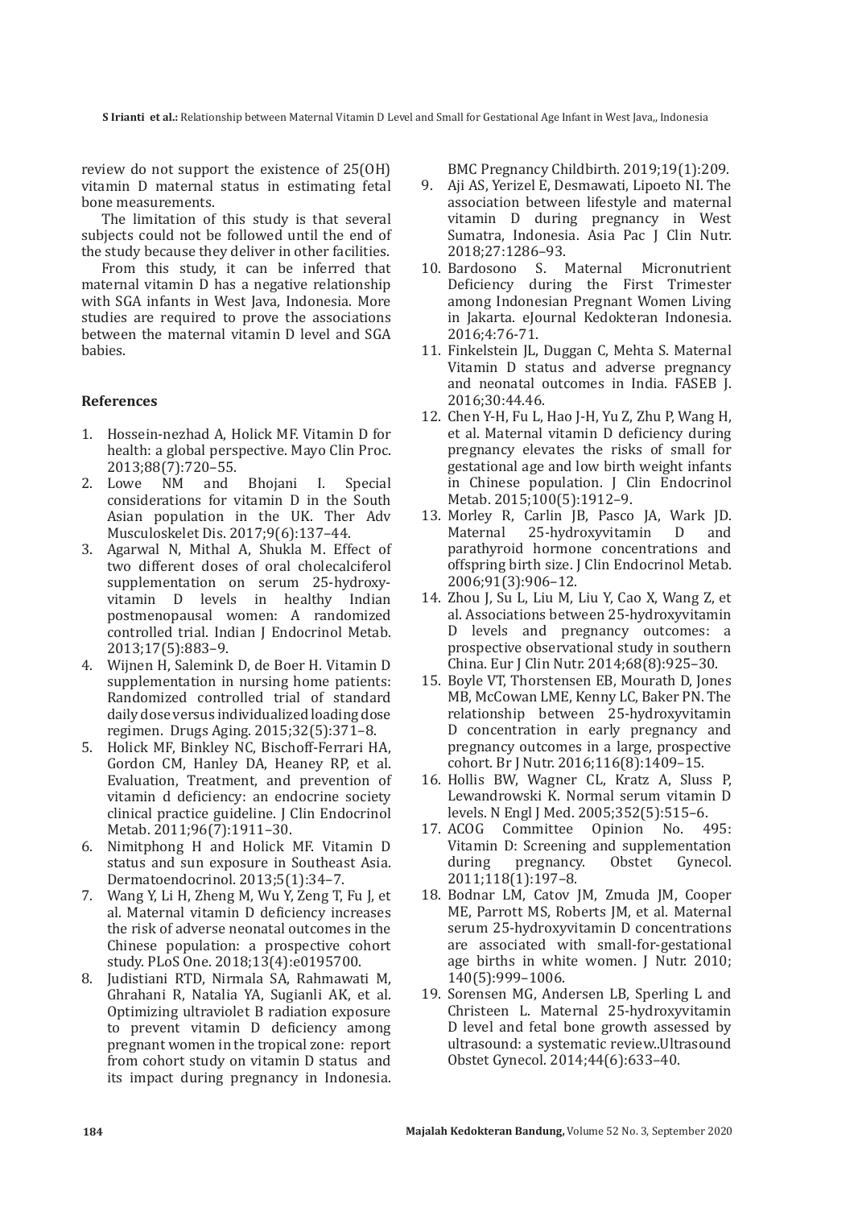review do not support the existence of 25(OH) vitamin D maternal status in estimating fetal bone measurements.

The limitation of this study is that several subjects could not be followed until the end of the study because they deliver in other facilities.

From this study, it can be inferred that maternal vitamin D has a negative relationship with SGA infants in West Java, Indonesia. More studies are required to prove the associations between the maternal vitamin D level and SGA babies.

## References

1. Hossein-nezhad A, Holick MF. Vitamin D for health: a global perspective. Mayo Clin Proc. 2013;88(7):720–55.
2. Lowe NM and Bhojani I. Special considerations for vitamin D in the South Asian population in the UK. Ther Adv Musculoskelet Dis. 2017;9(6):137–44.
3. Agarwal N, Mithal A, Shukla M. Effect of two different doses of oral cholecalciferol supplementation on serum 25-hydroxy-vitamin D levels in healthy Indian postmenopausal women: A randomized controlled trial. Indian J Endocrinol Metab. 2013;17(5):883–9.
4. Wijnen H, Salemink D, de Boer H. Vitamin D supplementation in nursing home patients: Randomized controlled trial of standard daily dose versus individualized loading dose regimen. Drugs Aging. 2015;32(5):371–8.
5. Holick MF, Binkley NC, Bischoff-Ferrari HA, Gordon CM, Hanley DA, Heaney RP, et al. Evaluation, Treatment, and prevention of vitamin d deficiency: an endocrine society clinical practice guideline. J Clin Endocrinol Metab. 2011;96(7):1911–30.
6. Nimitphong H and Holick MF. Vitamin D status and sun exposure in Southeast Asia. Dermatoendocrinol. 2013;5(1):34–7.
7. Wang Y, Li H, Zheng M, Wu Y, Zeng T, Fu J, et al. Maternal vitamin D deficiency increases the risk of adverse neonatal outcomes in the Chinese population: a prospective cohort study. PLoS One. 2018;13(4):e0195700.
8. Judistiani RTD, Nirmala SA, Rahmawati M, Ghrahani R, Natalia YA, Sugianli AK, et al. Optimizing ultraviolet B radiation exposure to prevent vitamin D deficiency among pregnant women in the tropical zone: report from cohort study on vitamin D status and its impact during pregnancy in Indonesia. BMC Pregnancy Childbirth. 2019;19(1):209.
9. Aji AS, Yerizel E, Desmawati, Lipoeto NI. The association between lifestyle and maternal vitamin D during pregnancy in West Sumatra, Indonesia. Asia Pac J Clin Nutr. 2018;27:1286–93.
10. Bardosono S. Maternal Micronutrient Deficiency during the First Trimester among Indonesian Pregnant Women Living in Jakarta. eJournal Kedokteran Indonesia. 2016;4:76-71.
11. Finkelstein JL, Duggan C, Mehta S. Maternal Vitamin D status and adverse pregnancy and neonatal outcomes in India. FASEB J. 2016;30:44.46.
12. Chen Y-H, Fu L, Hao J-H, Yu Z, Zhu P, Wang H, et al. Maternal vitamin D deficiency during pregnancy elevates the risks of small for gestational age and low birth weight infants in Chinese population. J Clin Endocrinol Metab. 2015;100(5):1912–9.
13. Morley R, Carlin JB, Pasco JA, Wark JD. Maternal 25-hydroxyvitamin D and parathyroid hormone concentrations and offspring birth size. J Clin Endocrinol Metab. 2006;91(3):906–12.
14. Zhou J, Su L, Liu M, Liu Y, Cao X, Wang Z, et al. Associations between 25-hydroxyvitamin D levels and pregnancy outcomes: a prospective observational study in southern China. Eur J Clin Nutr. 2014;68(8):925–30.
15. Boyle VT, Thorstensen EB, Mourath D, Jones MB, McCowan LME, Kenny LC, Baker PN. The relationship between 25-hydroxyvitamin D concentration in early pregnancy and pregnancy outcomes in a large, prospective cohort. Br J Nutr. 2016;116(8):1409–15.
16. Hollis BW, Wagner CL, Kratz A, Sluss P, Lewandrowski K. Normal serum vitamin D levels. N Engl J Med. 2005;352(5):515–6.
17. ACOG Committee Opinion No. 495: Vitamin D: Screening and supplementation during pregnancy. Obstet Gynecol. 2011;118(1):197–8.
18. Bodnar LM, Catov JM, Zmuda JM, Cooper ME, Parrott MS, Roberts JM, et al. Maternal serum 25-hydroxyvitamin D concentrations are associated with small-for-gestational age births in white women. J Nutr. 2010; 140(5):999–1006.
19. Sorensen MG, Andersen LB, Sperling L and Christeen L. Maternal 25-hydroxyvitamin D level and fetal bone growth assessed by ultrasound: a systematic review..Ultrasound Obstet Gynecol. 2014;44(6):633–40.